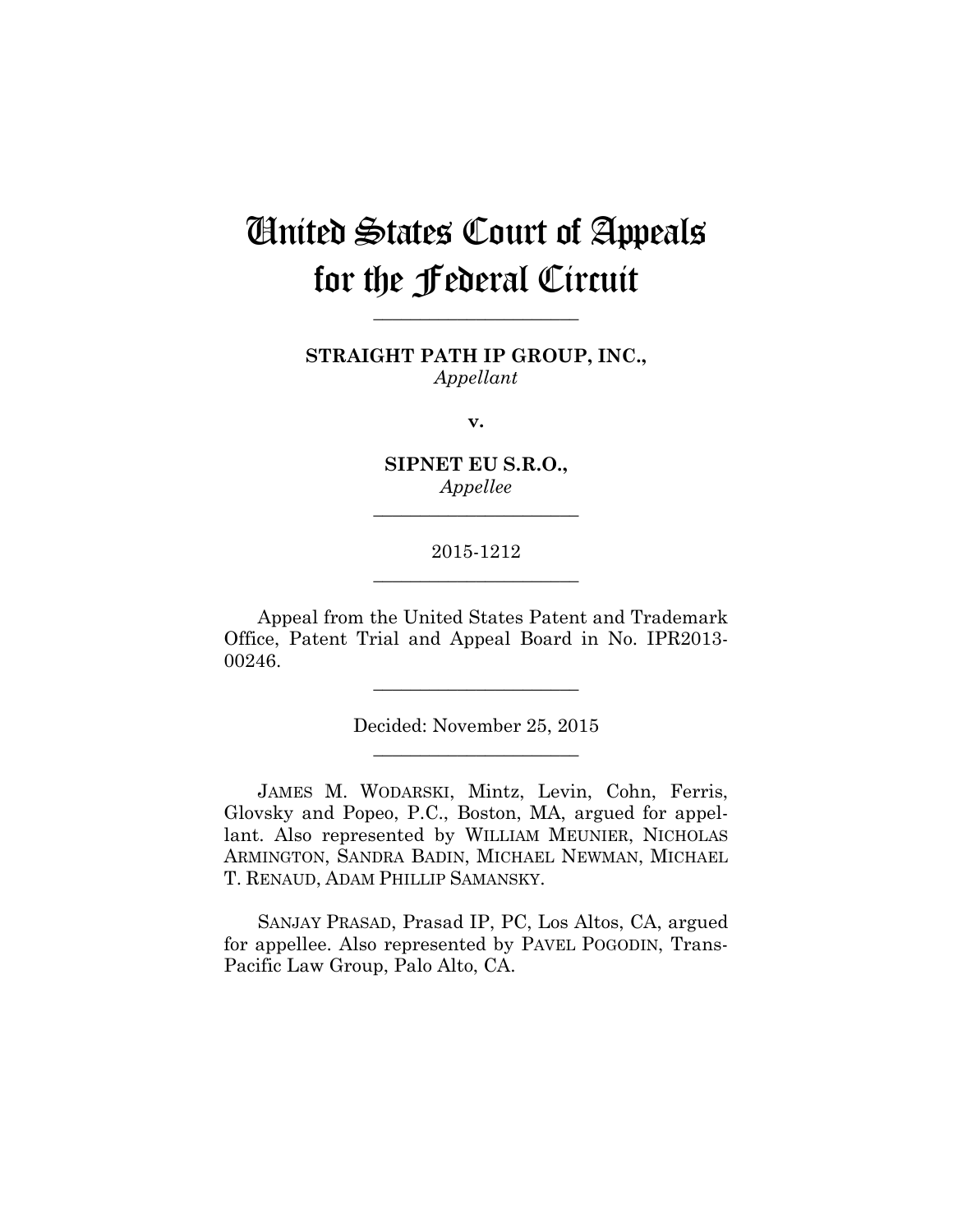# United States Court of Appeals for the Federal Circuit

______________________

**STRAIGHT PATH IP GROUP, INC.,**
*Appellant*

**v.**

**SIPNET EU S.R.O.,**
*Appellee*

______________________

2015-1212

______________________

Appeal from the United States Patent and Trademark Office, Patent Trial and Appeal Board in No. IPR2013-00246.

______________________

Decided: November 25, 2015

______________________

JAMES M. WODARSKI, Mintz, Levin, Cohn, Ferris, Glovsky and Popeo, P.C., Boston, MA, argued for appellant. Also represented by WILLIAM MEUNIER, NICHOLAS ARMINGTON, SANDRA BADIN, MICHAEL NEWMAN, MICHAEL T. RENAUD, ADAM PHILLIP SAMANSKY.

SANJAY PRASAD, Prasad IP, PC, Los Altos, CA, argued for appellee. Also represented by PAVEL POGODIN, Trans-Pacific Law Group, Palo Alto, CA.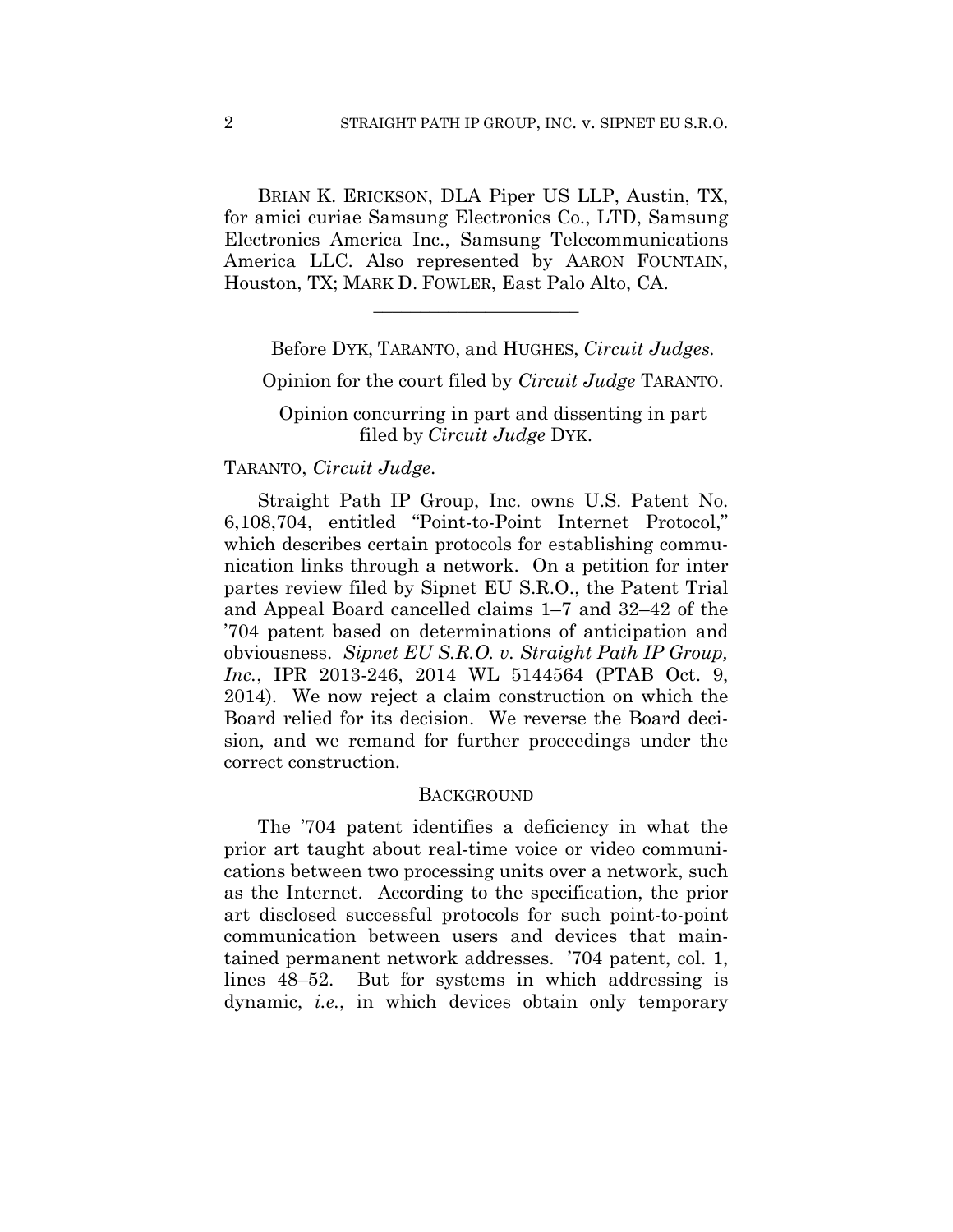BRIAN K. ERICKSON, DLA Piper US LLP, Austin, TX, for amici curiae Samsung Electronics Co., LTD, Samsung Electronics America Inc., Samsung Telecommunications America LLC. Also represented by AARON FOUNTAIN, Houston, TX; MARK D. FOWLER, East Palo Alto, CA.

———————————————

Before DYK, TARANTO, and HUGHES, *Circuit Judges.*

Opinion for the court filed by *Circuit Judge* TARANTO.

Opinion concurring in part and dissenting in part filed by *Circuit Judge* DYK.

TARANTO, *Circuit Judge*.

Straight Path IP Group, Inc. owns U.S. Patent No. 6,108,704, entitled "Point-to-Point Internet Protocol," which describes certain protocols for establishing communication links through a network. On a petition for inter partes review filed by Sipnet EU S.R.O., the Patent Trial and Appeal Board cancelled claims 1–7 and 32–42 of the '704 patent based on determinations of anticipation and obviousness. *Sipnet EU S.R.O. v. Straight Path IP Group, Inc.*, IPR 2013-246, 2014 WL 5144564 (PTAB Oct. 9, 2014). We now reject a claim construction on which the Board relied for its decision. We reverse the Board decision, and we remand for further proceedings under the correct construction.

## BACKGROUND

The '704 patent identifies a deficiency in what the prior art taught about real-time voice or video communications between two processing units over a network, such as the Internet. According to the specification, the prior art disclosed successful protocols for such point-to-point communication between users and devices that maintained permanent network addresses. '704 patent, col. 1, lines 48–52. But for systems in which addressing is dynamic, *i.e.*, in which devices obtain only temporary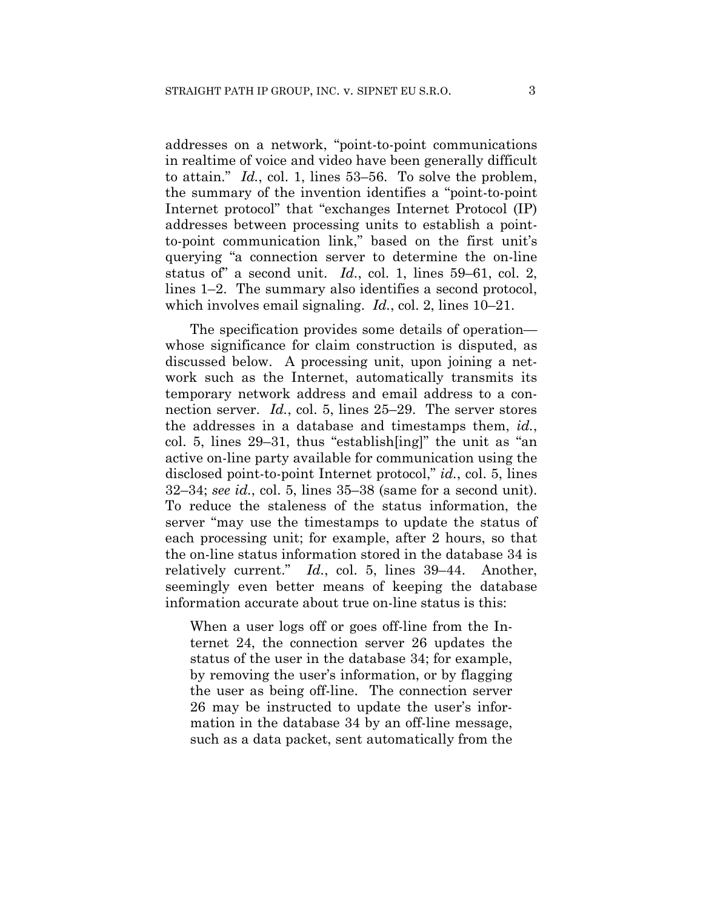addresses on a network, "point-to-point communications in realtime of voice and video have been generally difficult to attain." *Id.*, col. 1, lines 53–56. To solve the problem, the summary of the invention identifies a "point-to-point Internet protocol" that "exchanges Internet Protocol (IP) addresses between processing units to establish a point-to-point communication link," based on the first unit's querying "a connection server to determine the on-line status of" a second unit. *Id.*, col. 1, lines 59–61, col. 2, lines 1–2. The summary also identifies a second protocol, which involves email signaling. *Id.*, col. 2, lines 10–21.

The specification provides some details of operation—whose significance for claim construction is disputed, as discussed below. A processing unit, upon joining a network such as the Internet, automatically transmits its temporary network address and email address to a connection server. *Id.*, col. 5, lines 25–29. The server stores the addresses in a database and timestamps them, *id.*, col. 5, lines 29–31, thus "establish[ing]" the unit as "an active on-line party available for communication using the disclosed point-to-point Internet protocol," *id.*, col. 5, lines 32–34; *see id.*, col. 5, lines 35–38 (same for a second unit). To reduce the staleness of the status information, the server "may use the timestamps to update the status of each processing unit; for example, after 2 hours, so that the on-line status information stored in the database 34 is relatively current." *Id.*, col. 5, lines 39–44. Another, seemingly even better means of keeping the database information accurate about true on-line status is this:

> When a user logs off or goes off-line from the Internet 24, the connection server 26 updates the status of the user in the database 34; for example, by removing the user's information, or by flagging the user as being off-line. The connection server 26 may be instructed to update the user's information in the database 34 by an off-line message, such as a data packet, sent automatically from the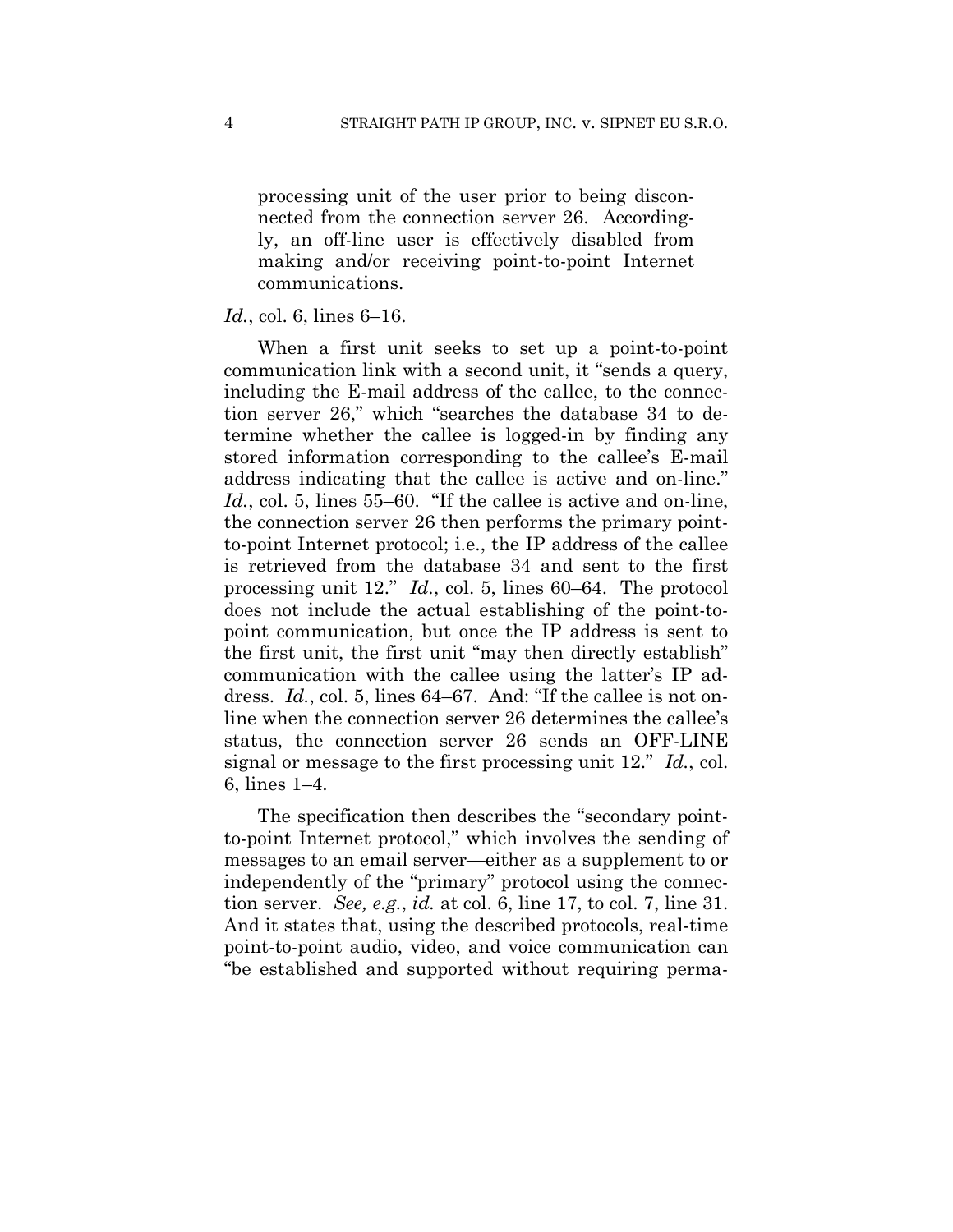> processing unit of the user prior to being disconnected from the connection server 26. Accordingly, an off-line user is effectively disabled from making and/or receiving point-to-point Internet communications.

*Id.*, col. 6, lines 6–16.

When a first unit seeks to set up a point-to-point communication link with a second unit, it "sends a query, including the E-mail address of the callee, to the connection server 26," which "searches the database 34 to determine whether the callee is logged-in by finding any stored information corresponding to the callee's E-mail address indicating that the callee is active and on-line." *Id.*, col. 5, lines 55–60. "If the callee is active and on-line, the connection server 26 then performs the primary point-to-point Internet protocol; i.e., the IP address of the callee is retrieved from the database 34 and sent to the first processing unit 12." *Id.*, col. 5, lines 60–64. The protocol does not include the actual establishing of the point-to-point communication, but once the IP address is sent to the first unit, the first unit "may then directly establish" communication with the callee using the latter's IP address. *Id.*, col. 5, lines 64–67. And: "If the callee is not on-line when the connection server 26 determines the callee's status, the connection server 26 sends an OFF-LINE signal or message to the first processing unit 12." *Id.*, col. 6, lines 1–4.

The specification then describes the "secondary point-to-point Internet protocol," which involves the sending of messages to an email server—either as a supplement to or independently of the "primary" protocol using the connection server. *See, e.g.*, *id.* at col. 6, line 17, to col. 7, line 31. And it states that, using the described protocols, real-time point-to-point audio, video, and voice communication can "be established and supported without requiring perma-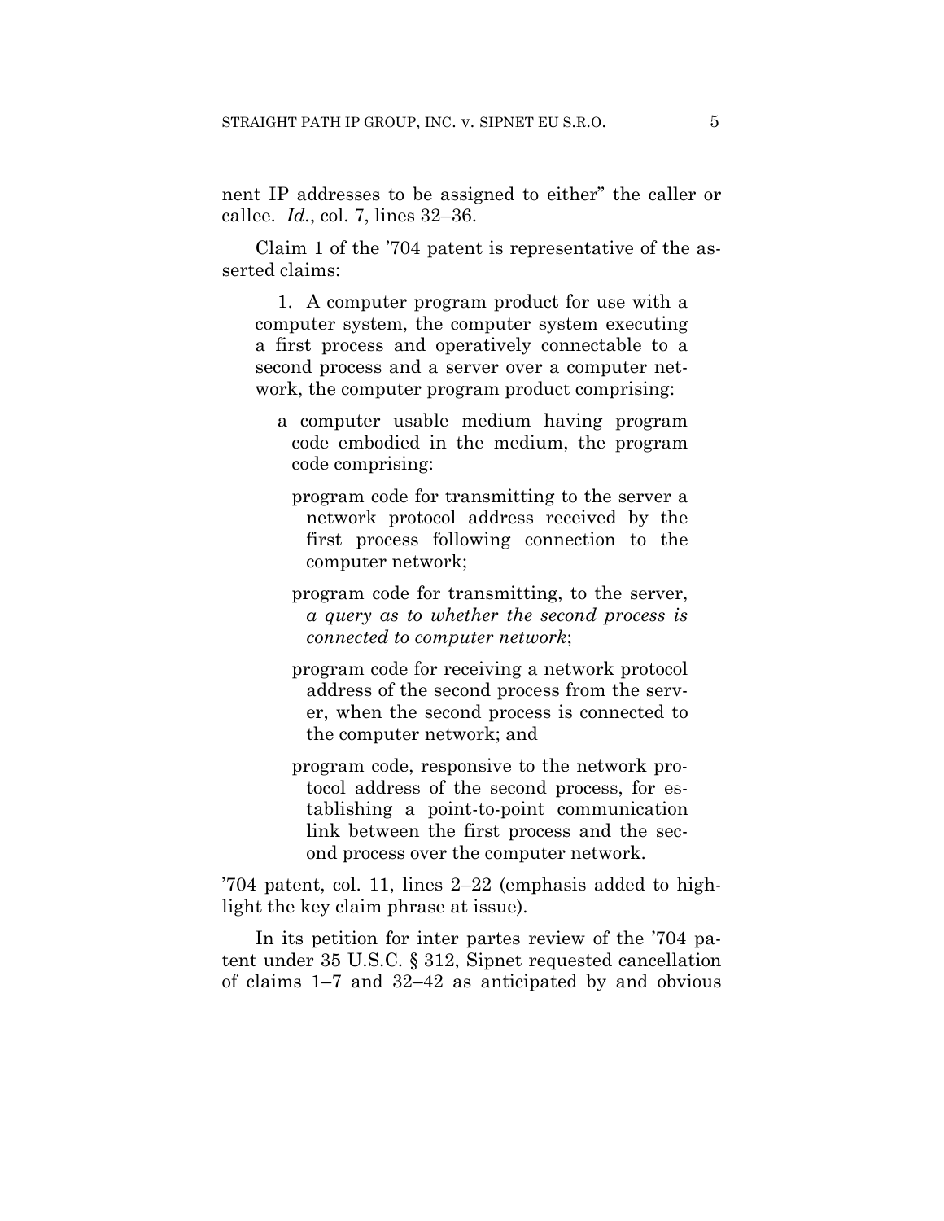nent IP addresses to be assigned to either" the caller or callee. *Id.*, col. 7, lines 32–36.

Claim 1 of the '704 patent is representative of the asserted claims:

> 1. A computer program product for use with a computer system, the computer system executing a first process and operatively connectable to a second process and a server over a computer network, the computer program product comprising:
>
> a computer usable medium having program code embodied in the medium, the program code comprising:
>
> program code for transmitting to the server a network protocol address received by the first process following connection to the computer network;
>
> program code for transmitting, to the server, *a query as to whether the second process is connected to computer network*;
>
> program code for receiving a network protocol address of the second process from the server, when the second process is connected to the computer network; and
>
> program code, responsive to the network protocol address of the second process, for establishing a point-to-point communication link between the first process and the second process over the computer network.

'704 patent, col. 11, lines 2–22 (emphasis added to highlight the key claim phrase at issue).

In its petition for inter partes review of the '704 patent under 35 U.S.C. § 312, Sipnet requested cancellation of claims 1–7 and 32–42 as anticipated by and obvious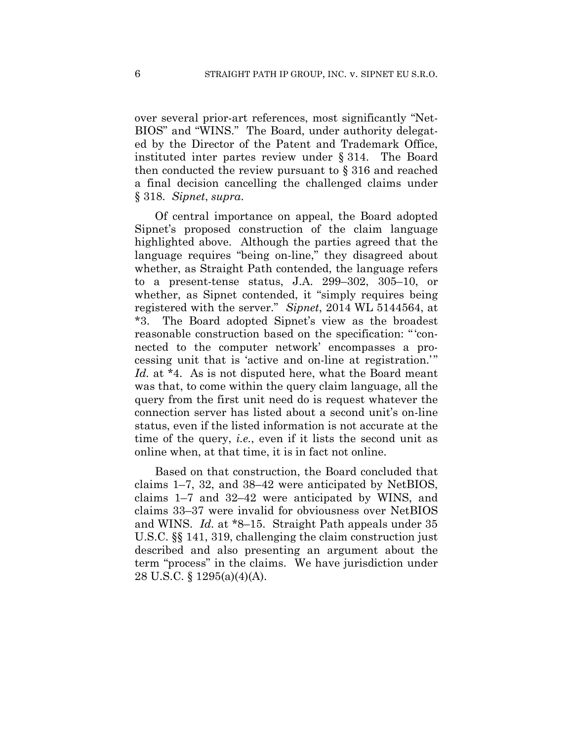over several prior-art references, most significantly "NetBIOS" and "WINS." The Board, under authority delegated by the Director of the Patent and Trademark Office, instituted inter partes review under § 314. The Board then conducted the review pursuant to § 316 and reached a final decision cancelling the challenged claims under § 318. *Sipnet*, *supra*.

Of central importance on appeal, the Board adopted Sipnet's proposed construction of the claim language highlighted above. Although the parties agreed that the language requires "being on-line," they disagreed about whether, as Straight Path contended, the language refers to a present-tense status, J.A. 299–302, 305–10, or whether, as Sipnet contended, it "simply requires being registered with the server." *Sipnet*, 2014 WL 5144564, at *3. The Board adopted Sipnet's view as the broadest reasonable construction based on the specification: "'connected to the computer network' encompasses a processing unit that is 'active and on-line at registration.'" *Id.* at *4. As is not disputed here, what the Board meant was that, to come within the query claim language, all the query from the first unit need do is request whatever the connection server has listed about a second unit's on-line status, even if the listed information is not accurate at the time of the query, *i.e.*, even if it lists the second unit as online when, at that time, it is in fact not online.

Based on that construction, the Board concluded that claims 1–7, 32, and 38–42 were anticipated by NetBIOS, claims 1–7 and 32–42 were anticipated by WINS, and claims 33–37 were invalid for obviousness over NetBIOS and WINS. *Id.* at *8–15. Straight Path appeals under 35 U.S.C. §§ 141, 319, challenging the claim construction just described and also presenting an argument about the term "process" in the claims. We have jurisdiction under 28 U.S.C. § 1295(a)(4)(A).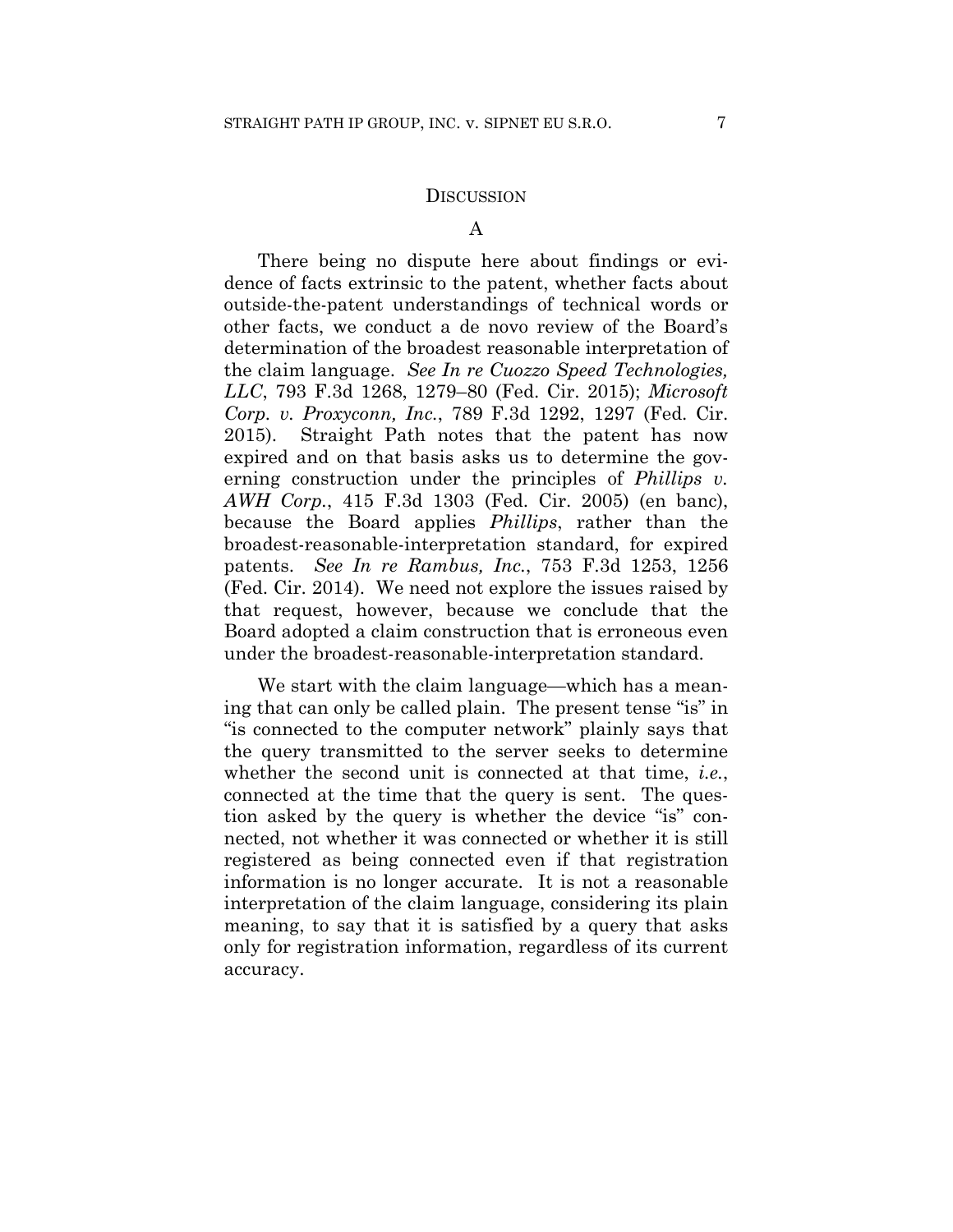## DISCUSSION

### A

There being no dispute here about findings or evidence of facts extrinsic to the patent, whether facts about outside-the-patent understandings of technical words or other facts, we conduct a de novo review of the Board's determination of the broadest reasonable interpretation of the claim language. *See In re Cuozzo Speed Technologies, LLC*, 793 F.3d 1268, 1279–80 (Fed. Cir. 2015); *Microsoft Corp. v. Proxyconn, Inc.*, 789 F.3d 1292, 1297 (Fed. Cir. 2015). Straight Path notes that the patent has now expired and on that basis asks us to determine the governing construction under the principles of *Phillips v. AWH Corp.*, 415 F.3d 1303 (Fed. Cir. 2005) (en banc), because the Board applies *Phillips*, rather than the broadest-reasonable-interpretation standard, for expired patents. *See In re Rambus, Inc.*, 753 F.3d 1253, 1256 (Fed. Cir. 2014). We need not explore the issues raised by that request, however, because we conclude that the Board adopted a claim construction that is erroneous even under the broadest-reasonable-interpretation standard.

We start with the claim language—which has a meaning that can only be called plain. The present tense "is" in "is connected to the computer network" plainly says that the query transmitted to the server seeks to determine whether the second unit is connected at that time, *i.e.*, connected at the time that the query is sent. The question asked by the query is whether the device "is" connected, not whether it was connected or whether it is still registered as being connected even if that registration information is no longer accurate. It is not a reasonable interpretation of the claim language, considering its plain meaning, to say that it is satisfied by a query that asks only for registration information, regardless of its current accuracy.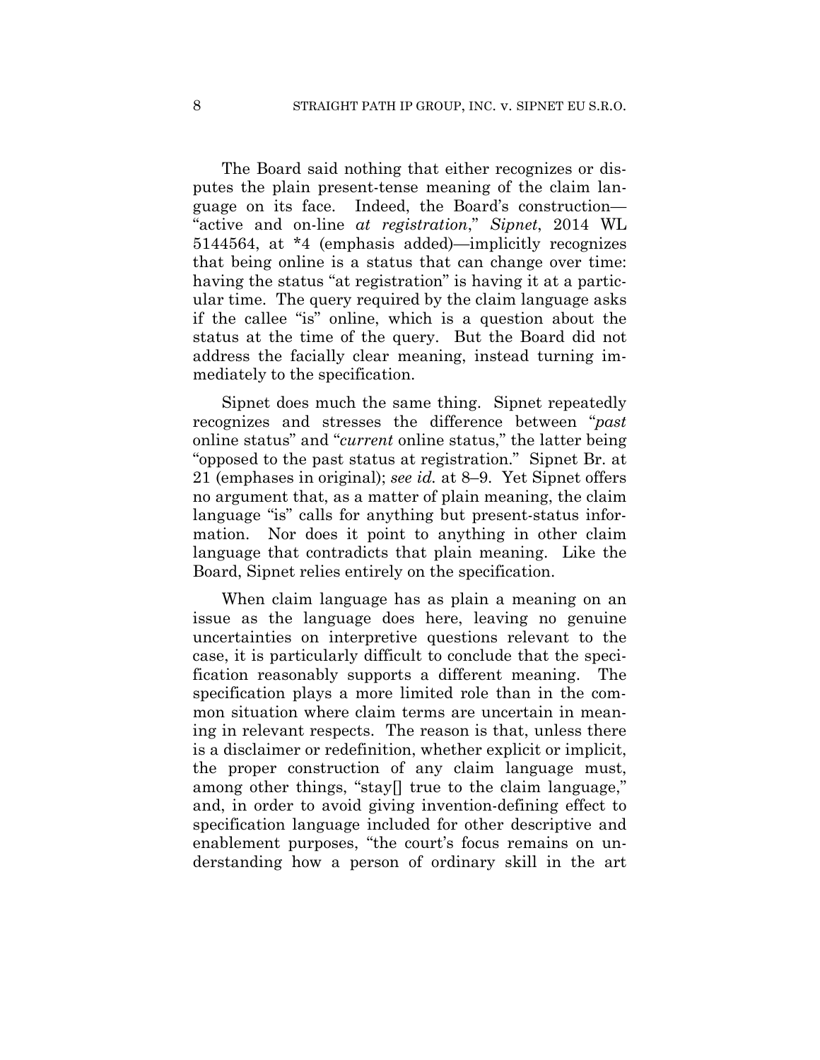The Board said nothing that either recognizes or disputes the plain present-tense meaning of the claim language on its face. Indeed, the Board's construction—"active and on-line *at registration*," *Sipnet*, 2014 WL 5144564, at *4 (emphasis added)—implicitly recognizes that being online is a status that can change over time: having the status "at registration" is having it at a particular time. The query required by the claim language asks if the callee "is" online, which is a question about the status at the time of the query. But the Board did not address the facially clear meaning, instead turning immediately to the specification.

Sipnet does much the same thing. Sipnet repeatedly recognizes and stresses the difference between "*past* online status" and "*current* online status," the latter being "opposed to the past status at registration." Sipnet Br. at 21 (emphases in original); *see id.* at 8–9. Yet Sipnet offers no argument that, as a matter of plain meaning, the claim language "is" calls for anything but present-status information. Nor does it point to anything in other claim language that contradicts that plain meaning. Like the Board, Sipnet relies entirely on the specification.

When claim language has as plain a meaning on an issue as the language does here, leaving no genuine uncertainties on interpretive questions relevant to the case, it is particularly difficult to conclude that the specification reasonably supports a different meaning. The specification plays a more limited role than in the common situation where claim terms are uncertain in meaning in relevant respects. The reason is that, unless there is a disclaimer or redefinition, whether explicit or implicit, the proper construction of any claim language must, among other things, "stay[] true to the claim language," and, in order to avoid giving invention-defining effect to specification language included for other descriptive and enablement purposes, "the court's focus remains on understanding how a person of ordinary skill in the art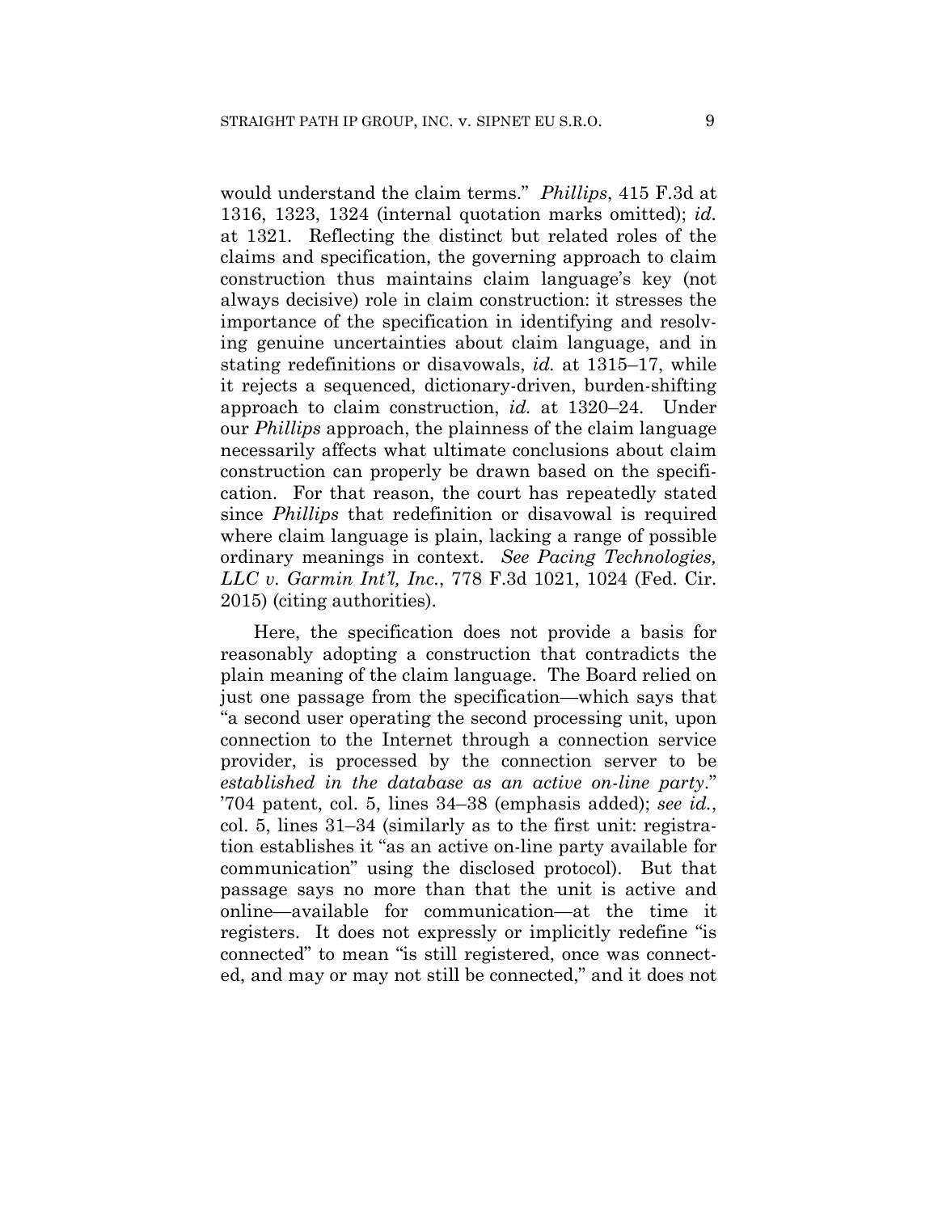would understand the claim terms." *Phillips*, 415 F.3d at 1316, 1323, 1324 (internal quotation marks omitted); *id.* at 1321. Reflecting the distinct but related roles of the claims and specification, the governing approach to claim construction thus maintains claim language's key (not always decisive) role in claim construction: it stresses the importance of the specification in identifying and resolving genuine uncertainties about claim language, and in stating redefinitions or disavowals, *id.* at 1315–17, while it rejects a sequenced, dictionary-driven, burden-shifting approach to claim construction, *id.* at 1320–24. Under our *Phillips* approach, the plainness of the claim language necessarily affects what ultimate conclusions about claim construction can properly be drawn based on the specification. For that reason, the court has repeatedly stated since *Phillips* that redefinition or disavowal is required where claim language is plain, lacking a range of possible ordinary meanings in context. *See Pacing Technologies, LLC v. Garmin Int'l, Inc.*, 778 F.3d 1021, 1024 (Fed. Cir. 2015) (citing authorities).

Here, the specification does not provide a basis for reasonably adopting a construction that contradicts the plain meaning of the claim language. The Board relied on just one passage from the specification—which says that "a second user operating the second processing unit, upon connection to the Internet through a connection service provider, is processed by the connection server to be *established in the database as an active on-line party*." '704 patent, col. 5, lines 34–38 (emphasis added); *see id.*, col. 5, lines 31–34 (similarly as to the first unit: registration establishes it "as an active on-line party available for communication" using the disclosed protocol). But that passage says no more than that the unit is active and online—available for communication—at the time it registers. It does not expressly or implicitly redefine "is connected" to mean "is still registered, once was connected, and may or may not still be connected," and it does not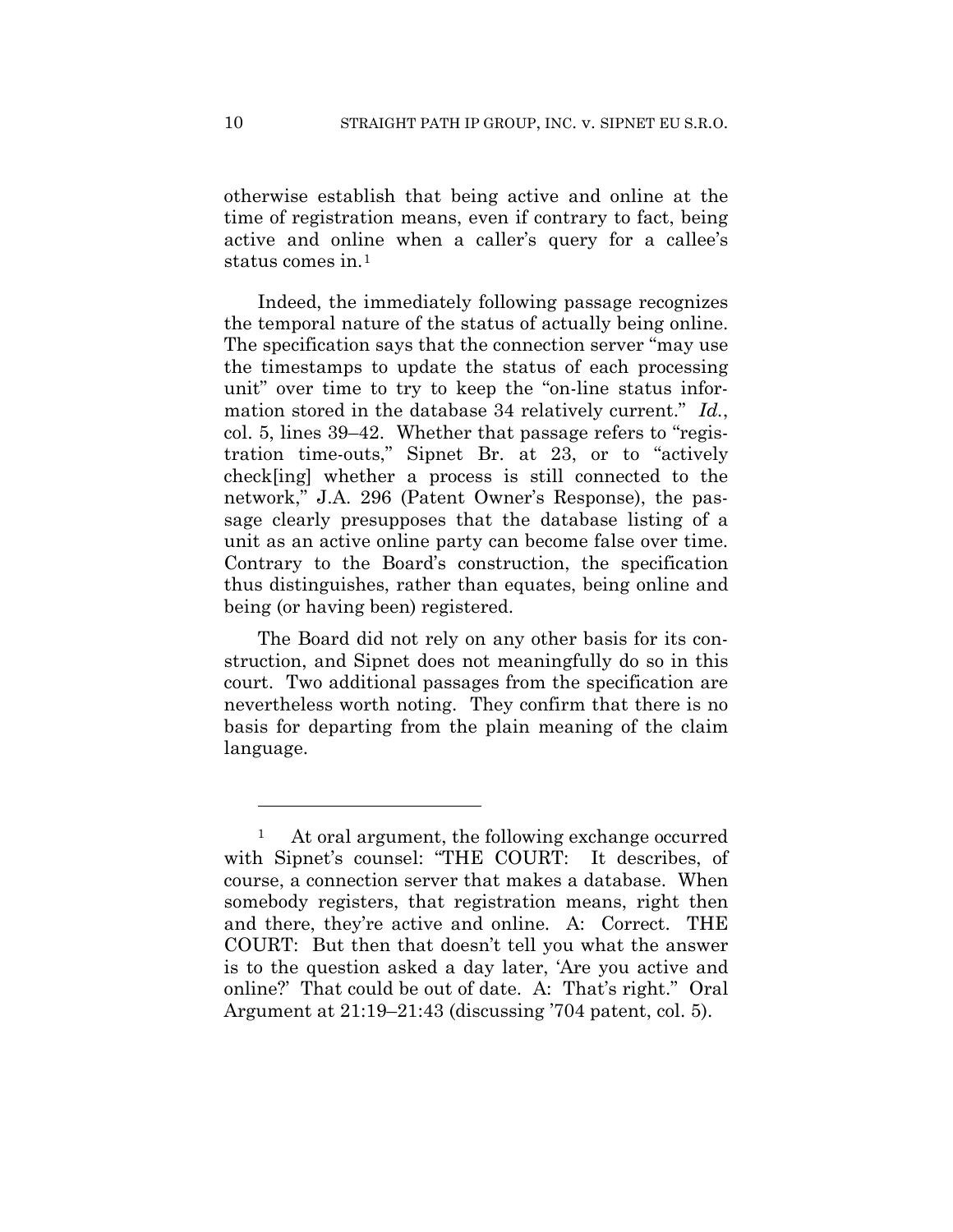otherwise establish that being active and online at the time of registration means, even if contrary to fact, being active and online when a caller's query for a callee's status comes in.[1]

Indeed, the immediately following passage recognizes the temporal nature of the status of actually being online. The specification says that the connection server "may use the timestamps to update the status of each processing unit" over time to try to keep the "on-line status information stored in the database 34 relatively current." *Id.*, col. 5, lines 39–42. Whether that passage refers to "registration time-outs," Sipnet Br. at 23, or to "actively check[ing] whether a process is still connected to the network," J.A. 296 (Patent Owner's Response), the passage clearly presupposes that the database listing of a unit as an active online party can become false over time. Contrary to the Board's construction, the specification thus distinguishes, rather than equates, being online and being (or having been) registered.

The Board did not rely on any other basis for its construction, and Sipnet does not meaningfully do so in this court. Two additional passages from the specification are nevertheless worth noting. They confirm that there is no basis for departing from the plain meaning of the claim language.

---

[1] At oral argument, the following exchange occurred with Sipnet's counsel: "THE COURT: It describes, of course, a connection server that makes a database. When somebody registers, that registration means, right then and there, they're active and online. A: Correct. THE COURT: But then that doesn't tell you what the answer is to the question asked a day later, 'Are you active and online?' That could be out of date. A: That's right." Oral Argument at 21:19–21:43 (discussing '704 patent, col. 5).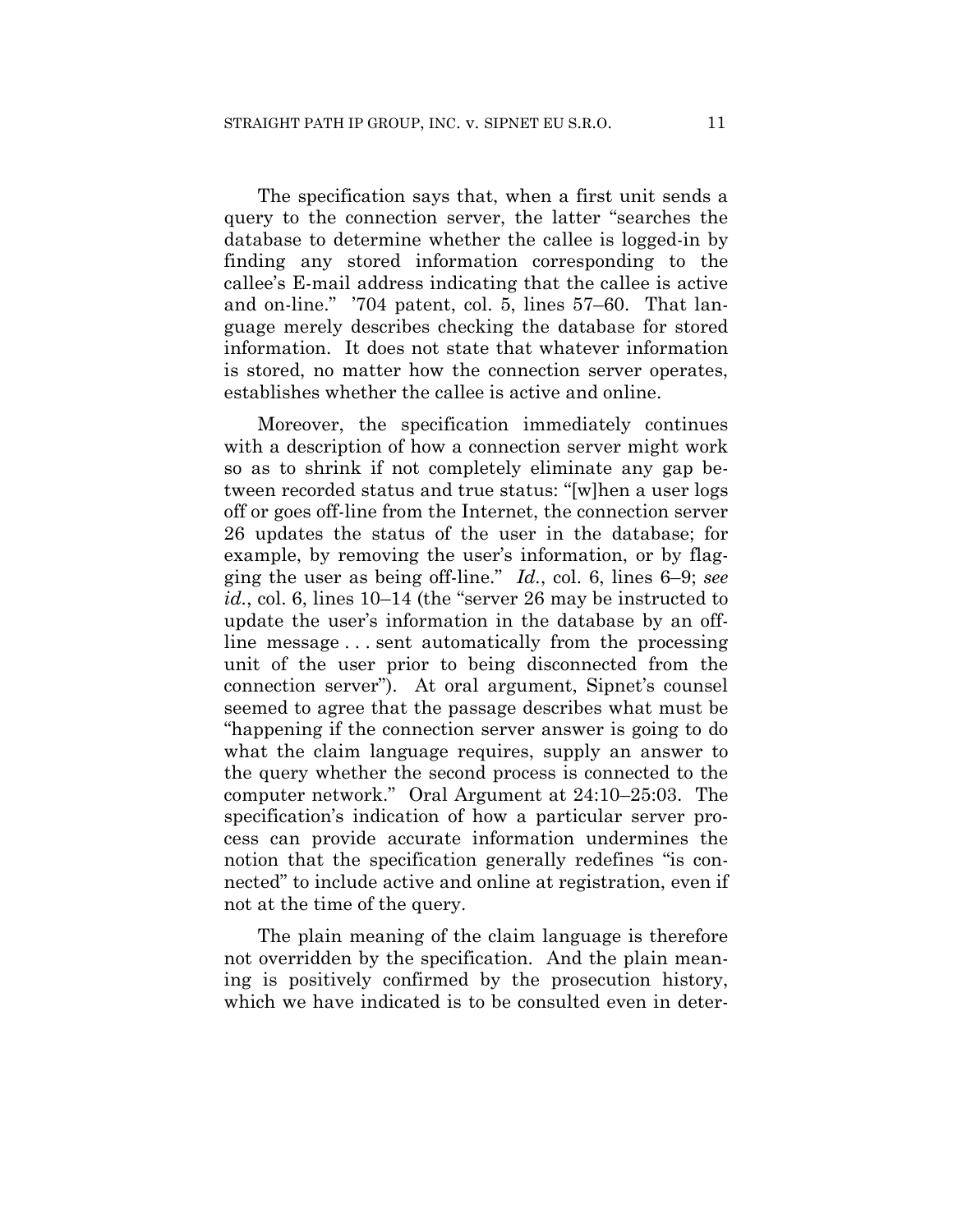The specification says that, when a first unit sends a query to the connection server, the latter "searches the database to determine whether the callee is logged-in by finding any stored information corresponding to the callee's E-mail address indicating that the callee is active and on-line." '704 patent, col. 5, lines 57–60. That language merely describes checking the database for stored information. It does not state that whatever information is stored, no matter how the connection server operates, establishes whether the callee is active and online.

Moreover, the specification immediately continues with a description of how a connection server might work so as to shrink if not completely eliminate any gap between recorded status and true status: "[w]hen a user logs off or goes off-line from the Internet, the connection server 26 updates the status of the user in the database; for example, by removing the user's information, or by flagging the user as being off-line." *Id.*, col. 6, lines 6–9; *see id.*, col. 6, lines 10–14 (the "server 26 may be instructed to update the user's information in the database by an off-line message . . . sent automatically from the processing unit of the user prior to being disconnected from the connection server"). At oral argument, Sipnet's counsel seemed to agree that the passage describes what must be "happening if the connection server answer is going to do what the claim language requires, supply an answer to the query whether the second process is connected to the computer network." Oral Argument at 24:10–25:03. The specification's indication of how a particular server process can provide accurate information undermines the notion that the specification generally redefines "is connected" to include active and online at registration, even if not at the time of the query.

The plain meaning of the claim language is therefore not overridden by the specification. And the plain meaning is positively confirmed by the prosecution history, which we have indicated is to be consulted even in deter-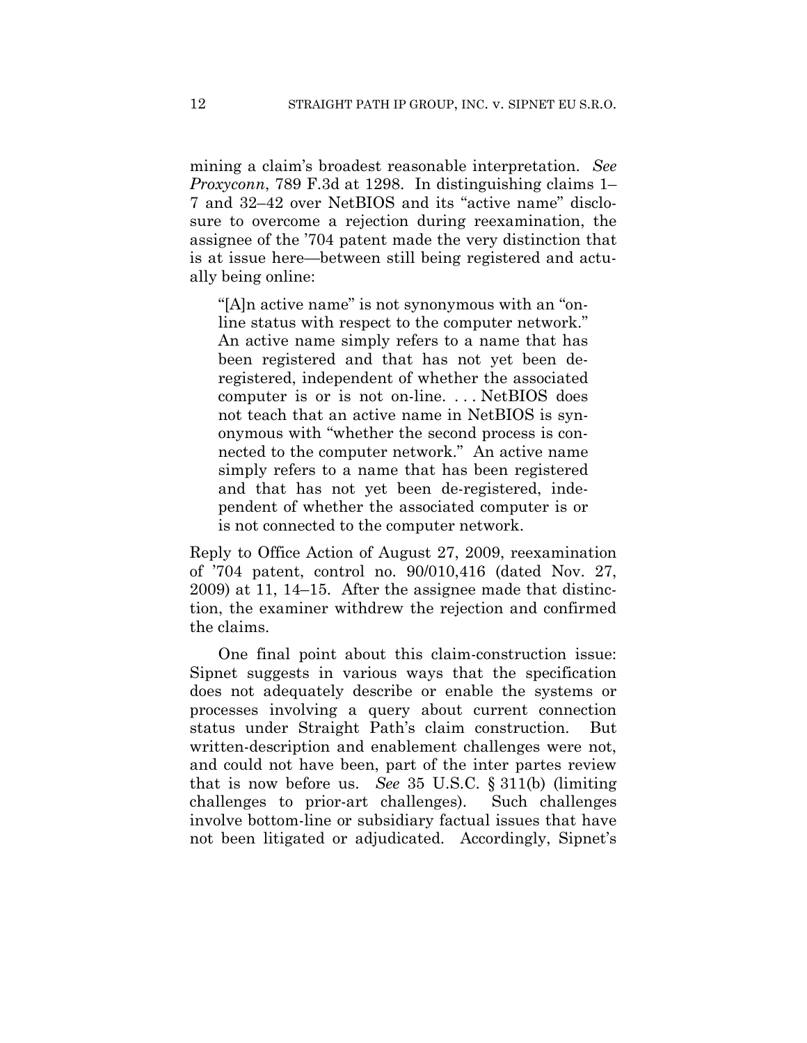mining a claim's broadest reasonable interpretation. *See Proxyconn*, 789 F.3d at 1298. In distinguishing claims 1–7 and 32–42 over NetBIOS and its "active name" disclosure to overcome a rejection during reexamination, the assignee of the '704 patent made the very distinction that is at issue here—between still being registered and actually being online:

> "[A]n active name" is not synonymous with an "on-line status with respect to the computer network." An active name simply refers to a name that has been registered and that has not yet been de-registered, independent of whether the associated computer is or is not on-line. . . . NetBIOS does not teach that an active name in NetBIOS is synonymous with "whether the second process is connected to the computer network." An active name simply refers to a name that has been registered and that has not yet been de-registered, independent of whether the associated computer is or is not connected to the computer network.

Reply to Office Action of August 27, 2009, reexamination of '704 patent, control no. 90/010,416 (dated Nov. 27, 2009) at 11, 14–15. After the assignee made that distinction, the examiner withdrew the rejection and confirmed the claims.

One final point about this claim-construction issue: Sipnet suggests in various ways that the specification does not adequately describe or enable the systems or processes involving a query about current connection status under Straight Path's claim construction. But written-description and enablement challenges were not, and could not have been, part of the inter partes review that is now before us. *See* 35 U.S.C. § 311(b) (limiting challenges to prior-art challenges). Such challenges involve bottom-line or subsidiary factual issues that have not been litigated or adjudicated. Accordingly, Sipnet's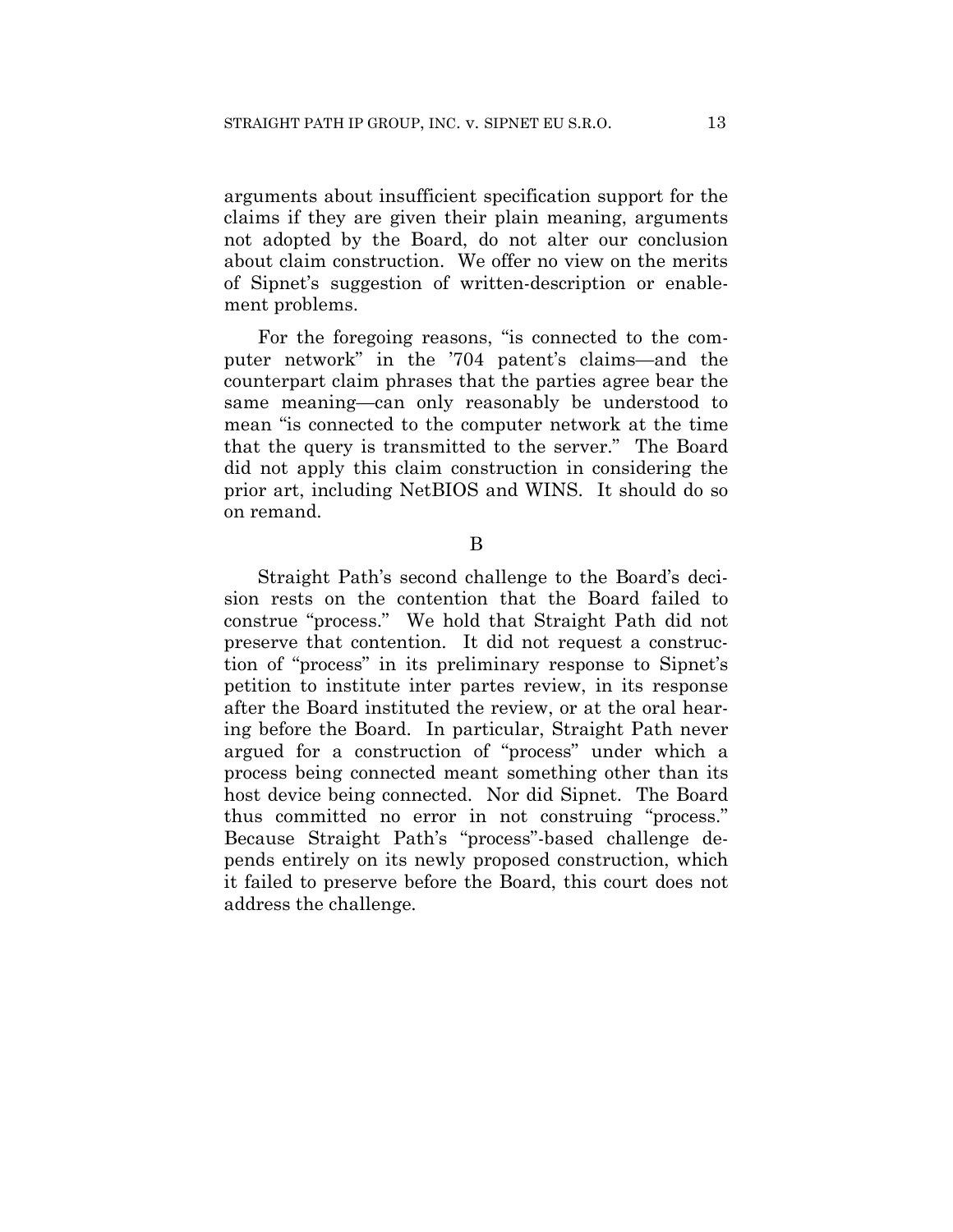arguments about insufficient specification support for the claims if they are given their plain meaning, arguments not adopted by the Board, do not alter our conclusion about claim construction. We offer no view on the merits of Sipnet's suggestion of written-description or enablement problems.

For the foregoing reasons, "is connected to the computer network" in the '704 patent's claims—and the counterpart claim phrases that the parties agree bear the same meaning—can only reasonably be understood to mean "is connected to the computer network at the time that the query is transmitted to the server." The Board did not apply this claim construction in considering the prior art, including NetBIOS and WINS. It should do so on remand.

B

Straight Path's second challenge to the Board's decision rests on the contention that the Board failed to construe "process." We hold that Straight Path did not preserve that contention. It did not request a construction of "process" in its preliminary response to Sipnet's petition to institute inter partes review, in its response after the Board instituted the review, or at the oral hearing before the Board. In particular, Straight Path never argued for a construction of "process" under which a process being connected meant something other than its host device being connected. Nor did Sipnet. The Board thus committed no error in not construing "process." Because Straight Path's "process"-based challenge depends entirely on its newly proposed construction, which it failed to preserve before the Board, this court does not address the challenge.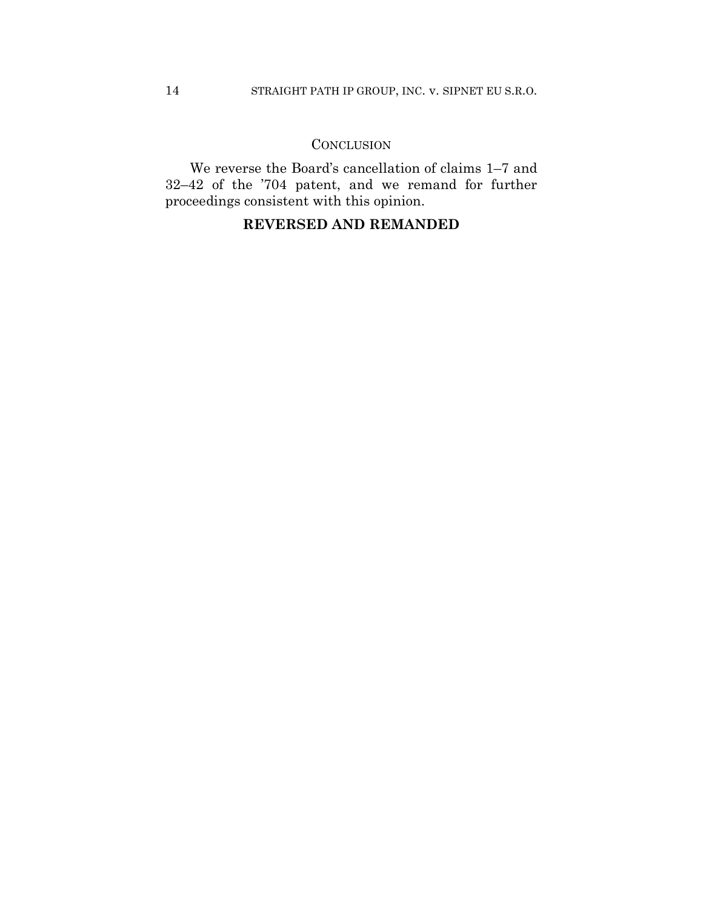## CONCLUSION

We reverse the Board's cancellation of claims 1–7 and 32–42 of the '704 patent, and we remand for further proceedings consistent with this opinion.

**REVERSED AND REMANDED**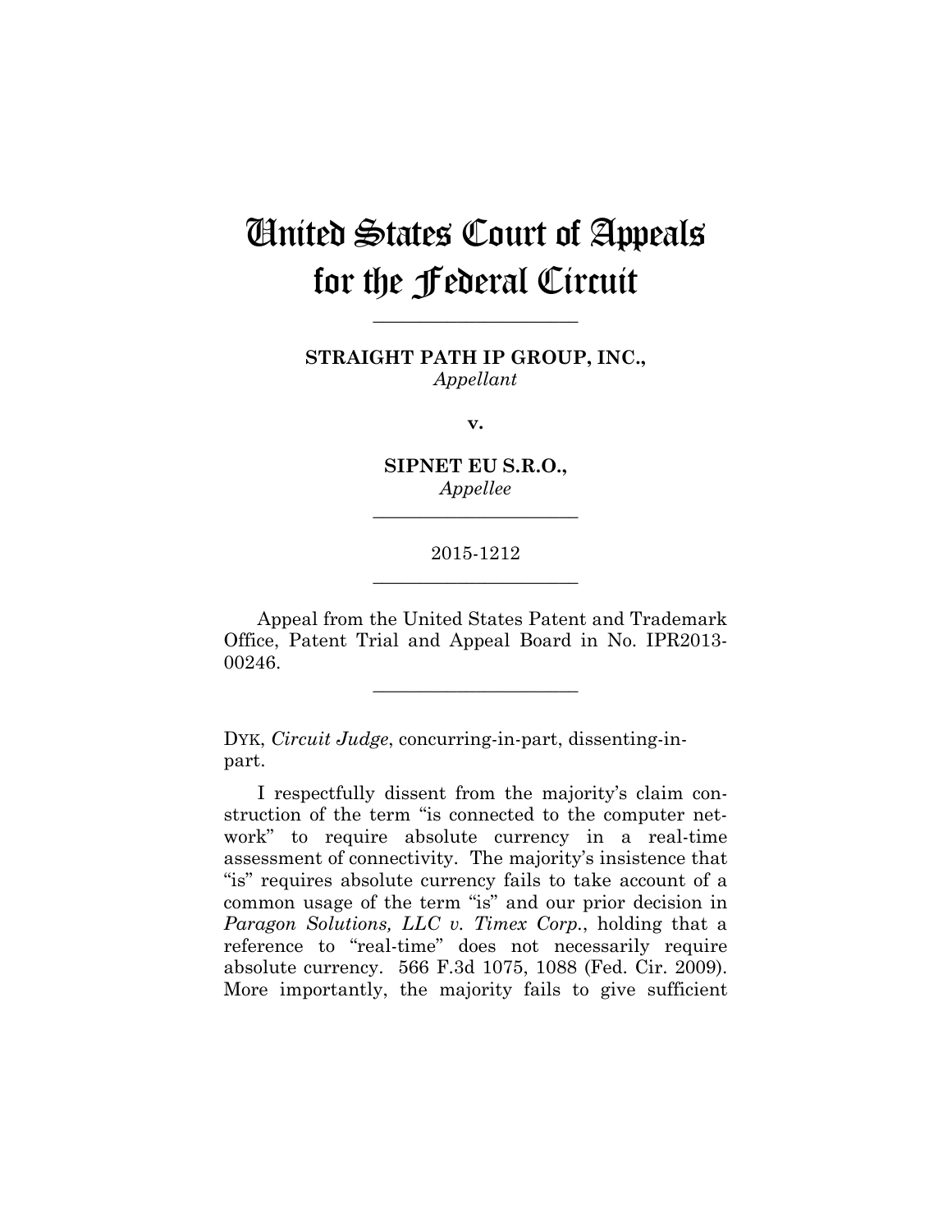# United States Court of Appeals for the Federal Circuit

---

**STRAIGHT PATH IP GROUP, INC.,**
*Appellant*

**v.**

**SIPNET EU S.R.O.,**
*Appellee*

---

2015-1212

---

Appeal from the United States Patent and Trademark Office, Patent Trial and Appeal Board in No. IPR2013-00246.

---

DYK, *Circuit Judge*, concurring-in-part, dissenting-in-part.

I respectfully dissent from the majority's claim construction of the term "is connected to the computer network" to require absolute currency in a real-time assessment of connectivity. The majority's insistence that "is" requires absolute currency fails to take account of a common usage of the term "is" and our prior decision in *Paragon Solutions, LLC v. Timex Corp.*, holding that a reference to "real-time" does not necessarily require absolute currency. 566 F.3d 1075, 1088 (Fed. Cir. 2009). More importantly, the majority fails to give sufficient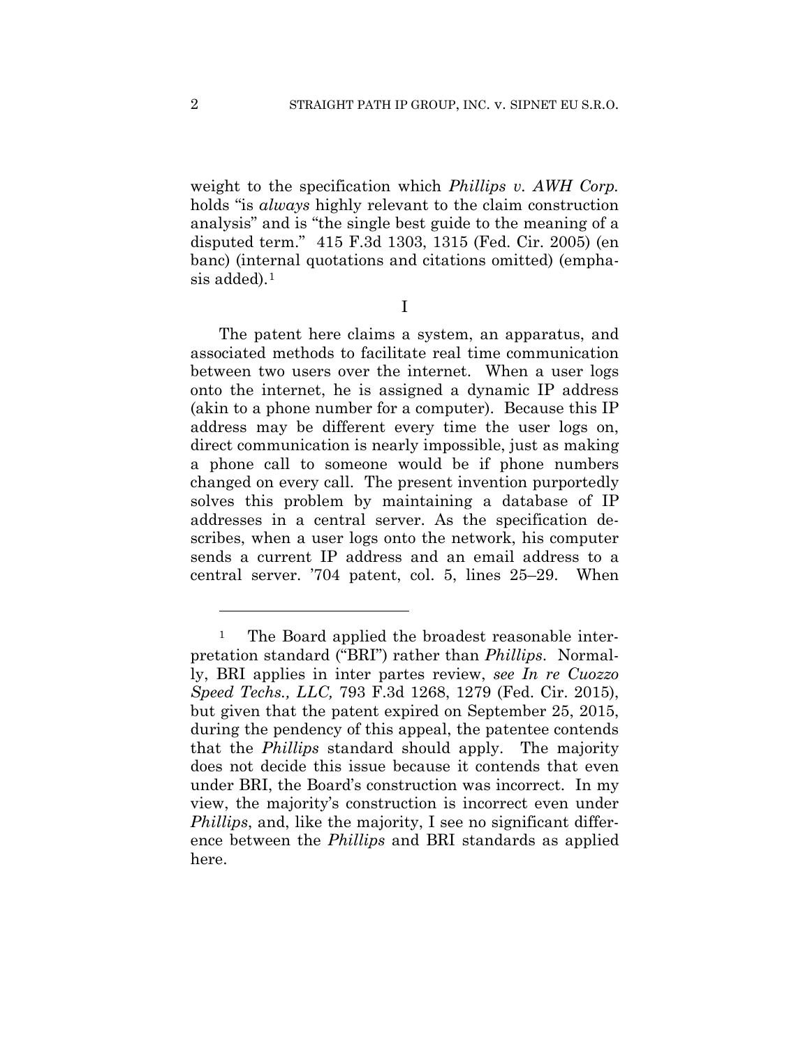weight to the specification which *Phillips v. AWH Corp.* holds "is *always* highly relevant to the claim construction analysis" and is "the single best guide to the meaning of a disputed term." 415 F.3d 1303, 1315 (Fed. Cir. 2005) (en banc) (internal quotations and citations omitted) (emphasis added).[1]

I

The patent here claims a system, an apparatus, and associated methods to facilitate real time communication between two users over the internet. When a user logs onto the internet, he is assigned a dynamic IP address (akin to a phone number for a computer). Because this IP address may be different every time the user logs on, direct communication is nearly impossible, just as making a phone call to someone would be if phone numbers changed on every call. The present invention purportedly solves this problem by maintaining a database of IP addresses in a central server. As the specification describes, when a user logs onto the network, his computer sends a current IP address and an email address to a central server. '704 patent, col. 5, lines 25–29. When

---

[1] The Board applied the broadest reasonable interpretation standard ("BRI") rather than *Phillips*. Normally, BRI applies in inter partes review, *see In re Cuozzo Speed Techs., LLC,* 793 F.3d 1268, 1279 (Fed. Cir. 2015), but given that the patent expired on September 25, 2015, during the pendency of this appeal, the patentee contends that the *Phillips* standard should apply. The majority does not decide this issue because it contends that even under BRI, the Board's construction was incorrect. In my view, the majority's construction is incorrect even under *Phillips*, and, like the majority, I see no significant difference between the *Phillips* and BRI standards as applied here.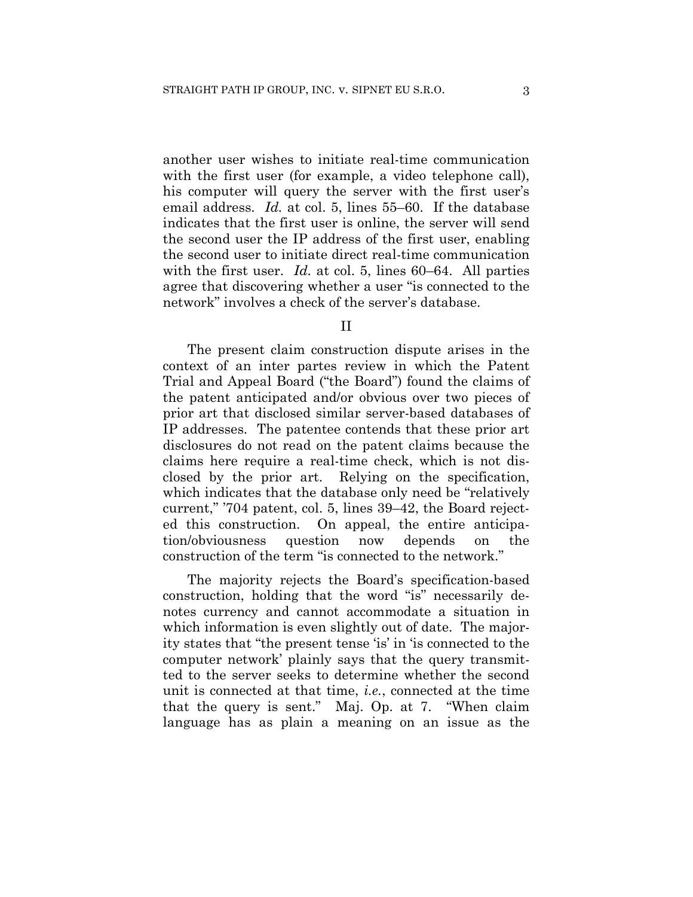another user wishes to initiate real-time communication with the first user (for example, a video telephone call), his computer will query the server with the first user's email address. *Id.* at col. 5, lines 55–60. If the database indicates that the first user is online, the server will send the second user the IP address of the first user, enabling the second user to initiate direct real-time communication with the first user. *Id.* at col. 5, lines 60–64. All parties agree that discovering whether a user "is connected to the network" involves a check of the server's database.

II

The present claim construction dispute arises in the context of an inter partes review in which the Patent Trial and Appeal Board ("the Board") found the claims of the patent anticipated and/or obvious over two pieces of prior art that disclosed similar server-based databases of IP addresses. The patentee contends that these prior art disclosures do not read on the patent claims because the claims here require a real-time check, which is not disclosed by the prior art. Relying on the specification, which indicates that the database only need be "relatively current," '704 patent, col. 5, lines 39–42, the Board rejected this construction. On appeal, the entire anticipation/obviousness question now depends on the construction of the term "is connected to the network."

The majority rejects the Board's specification-based construction, holding that the word "is" necessarily denotes currency and cannot accommodate a situation in which information is even slightly out of date. The majority states that "the present tense 'is' in 'is connected to the computer network' plainly says that the query transmitted to the server seeks to determine whether the second unit is connected at that time, *i.e.*, connected at the time that the query is sent." Maj. Op. at 7. "When claim language has as plain a meaning on an issue as the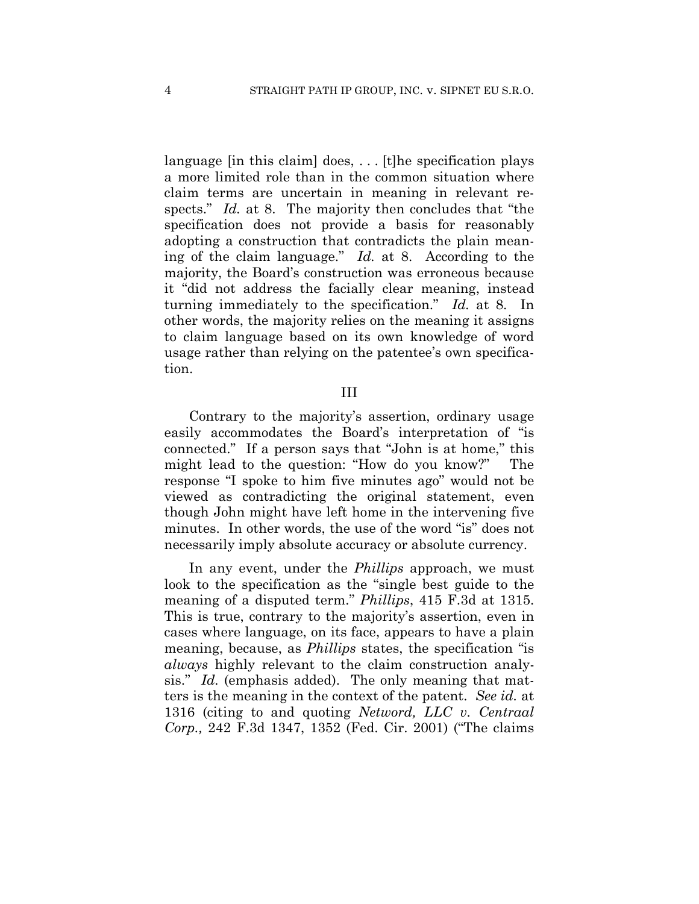language [in this claim] does, . . . [t]he specification plays a more limited role than in the common situation where claim terms are uncertain in meaning in relevant respects." *Id.* at 8. The majority then concludes that "the specification does not provide a basis for reasonably adopting a construction that contradicts the plain meaning of the claim language." *Id.* at 8. According to the majority, the Board's construction was erroneous because it "did not address the facially clear meaning, instead turning immediately to the specification." *Id.* at 8. In other words, the majority relies on the meaning it assigns to claim language based on its own knowledge of word usage rather than relying on the patentee's own specification.

## III

Contrary to the majority's assertion, ordinary usage easily accommodates the Board's interpretation of "is connected." If a person says that "John is at home," this might lead to the question: "How do you know?" The response "I spoke to him five minutes ago" would not be viewed as contradicting the original statement, even though John might have left home in the intervening five minutes. In other words, the use of the word "is" does not necessarily imply absolute accuracy or absolute currency.

In any event, under the *Phillips* approach, we must look to the specification as the "single best guide to the meaning of a disputed term." *Phillips*, 415 F.3d at 1315. This is true, contrary to the majority's assertion, even in cases where language, on its face, appears to have a plain meaning, because, as *Phillips* states, the specification "is *always* highly relevant to the claim construction analysis." *Id.* (emphasis added). The only meaning that matters is the meaning in the context of the patent. *See id.* at 1316 (citing to and quoting *Netword, LLC v. Centraal Corp.,* 242 F.3d 1347, 1352 (Fed. Cir. 2001) ("The claims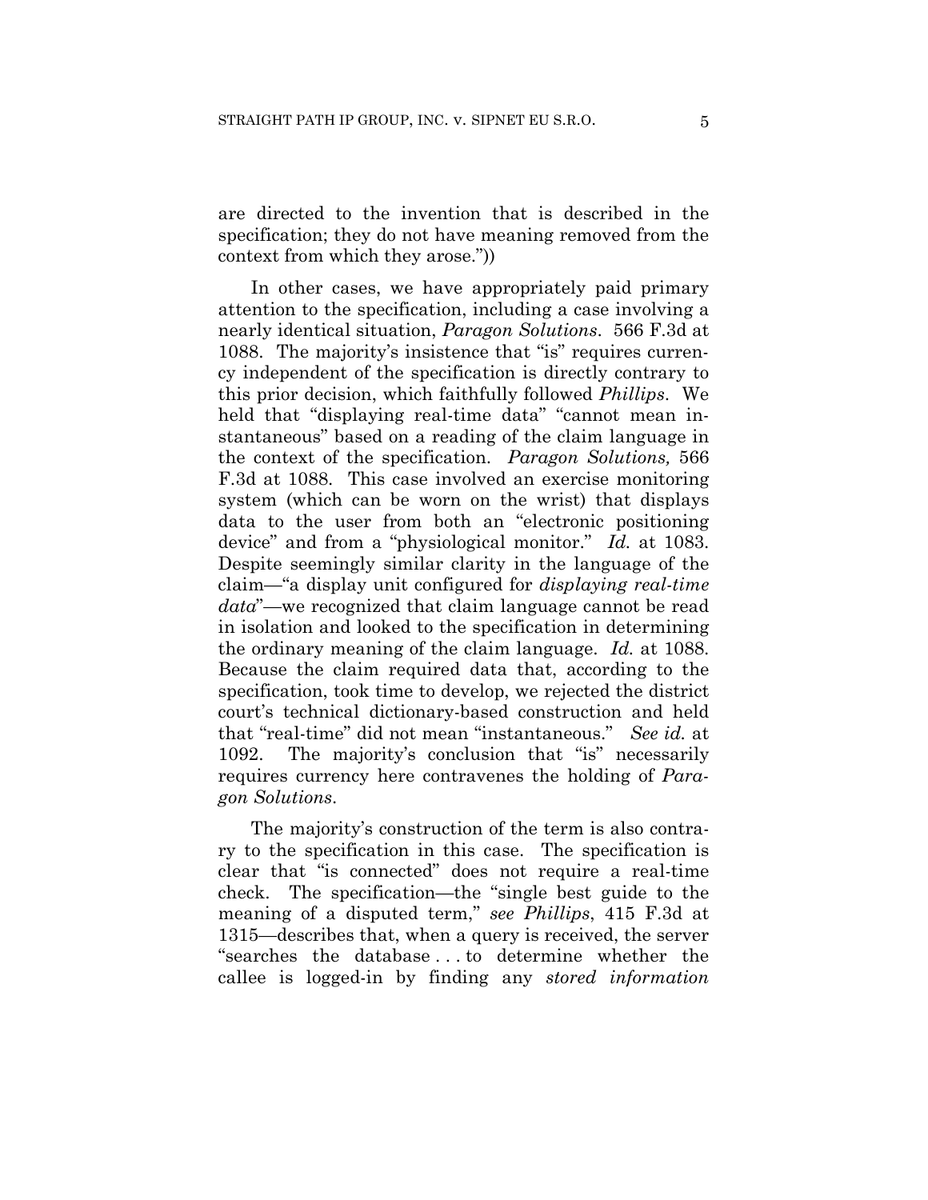are directed to the invention that is described in the specification; they do not have meaning removed from the context from which they arose."))

In other cases, we have appropriately paid primary attention to the specification, including a case involving a nearly identical situation, *Paragon Solutions*. 566 F.3d at 1088. The majority's insistence that "is" requires currency independent of the specification is directly contrary to this prior decision, which faithfully followed *Phillips*. We held that "displaying real-time data" "cannot mean instantaneous" based on a reading of the claim language in the context of the specification. *Paragon Solutions,* 566 F.3d at 1088. This case involved an exercise monitoring system (which can be worn on the wrist) that displays data to the user from both an "electronic positioning device" and from a "physiological monitor." *Id.* at 1083. Despite seemingly similar clarity in the language of the claim—"a display unit configured for *displaying real-time data*"—we recognized that claim language cannot be read in isolation and looked to the specification in determining the ordinary meaning of the claim language. *Id.* at 1088. Because the claim required data that, according to the specification, took time to develop, we rejected the district court's technical dictionary-based construction and held that "real-time" did not mean "instantaneous." *See id.* at 1092. The majority's conclusion that "is" necessarily requires currency here contravenes the holding of *Paragon Solutions*.

The majority's construction of the term is also contrary to the specification in this case. The specification is clear that "is connected" does not require a real-time check. The specification—the "single best guide to the meaning of a disputed term," *see Phillips*, 415 F.3d at 1315—describes that, when a query is received, the server "searches the database . . . to determine whether the callee is logged-in by finding any *stored information*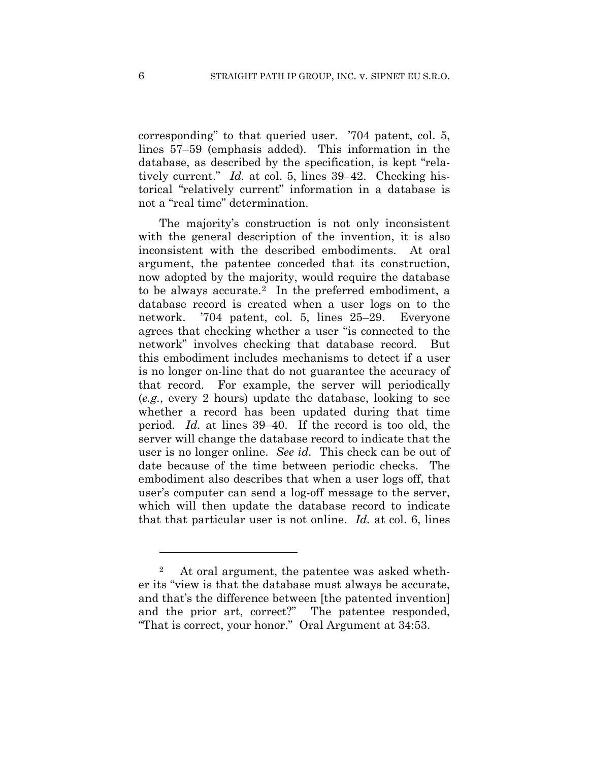corresponding" to that queried user. '704 patent, col. 5, lines 57–59 (emphasis added). This information in the database, as described by the specification, is kept "relatively current." *Id.* at col. 5, lines 39–42. Checking historical "relatively current" information in a database is not a "real time" determination.

The majority's construction is not only inconsistent with the general description of the invention, it is also inconsistent with the described embodiments. At oral argument, the patentee conceded that its construction, now adopted by the majority, would require the database to be always accurate.[2] In the preferred embodiment, a database record is created when a user logs on to the network. '704 patent, col. 5, lines 25–29. Everyone agrees that checking whether a user "is connected to the network" involves checking that database record. But this embodiment includes mechanisms to detect if a user is no longer on-line that do not guarantee the accuracy of that record. For example, the server will periodically (*e.g.*, every 2 hours) update the database, looking to see whether a record has been updated during that time period. *Id.* at lines 39–40. If the record is too old, the server will change the database record to indicate that the user is no longer online. *See id.* This check can be out of date because of the time between periodic checks. The embodiment also describes that when a user logs off, that user's computer can send a log-off message to the server, which will then update the database record to indicate that that particular user is not online. *Id.* at col. 6, lines

---

[2] At oral argument, the patentee was asked whether its "view is that the database must always be accurate, and that's the difference between [the patented invention] and the prior art, correct?" The patentee responded, "That is correct, your honor." Oral Argument at 34:53.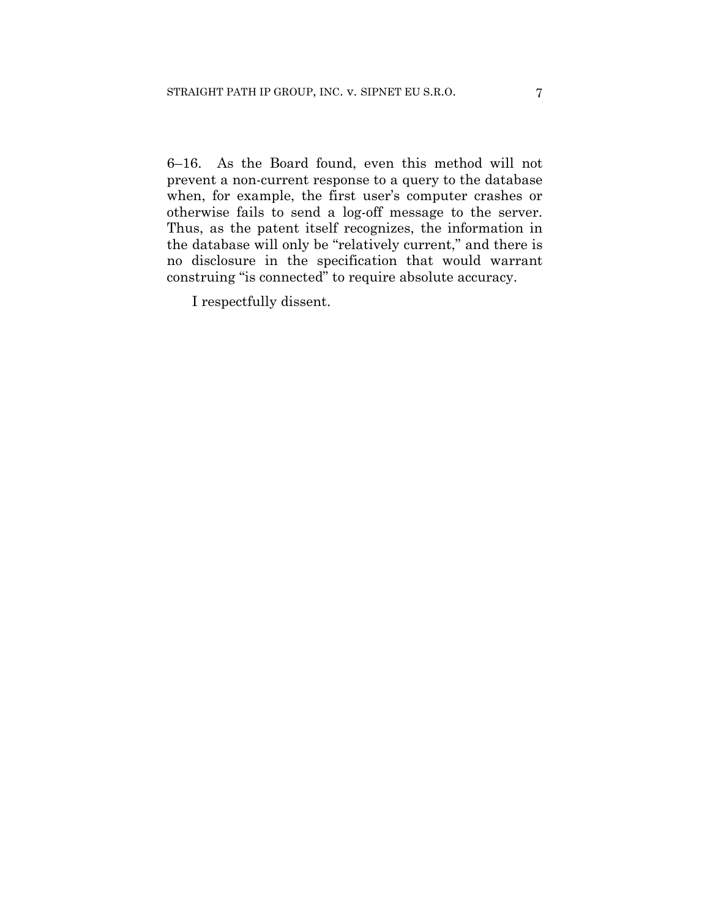6–16. As the Board found, even this method will not prevent a non-current response to a query to the database when, for example, the first user's computer crashes or otherwise fails to send a log-off message to the server. Thus, as the patent itself recognizes, the information in the database will only be "relatively current," and there is no disclosure in the specification that would warrant construing "is connected" to require absolute accuracy.

I respectfully dissent.